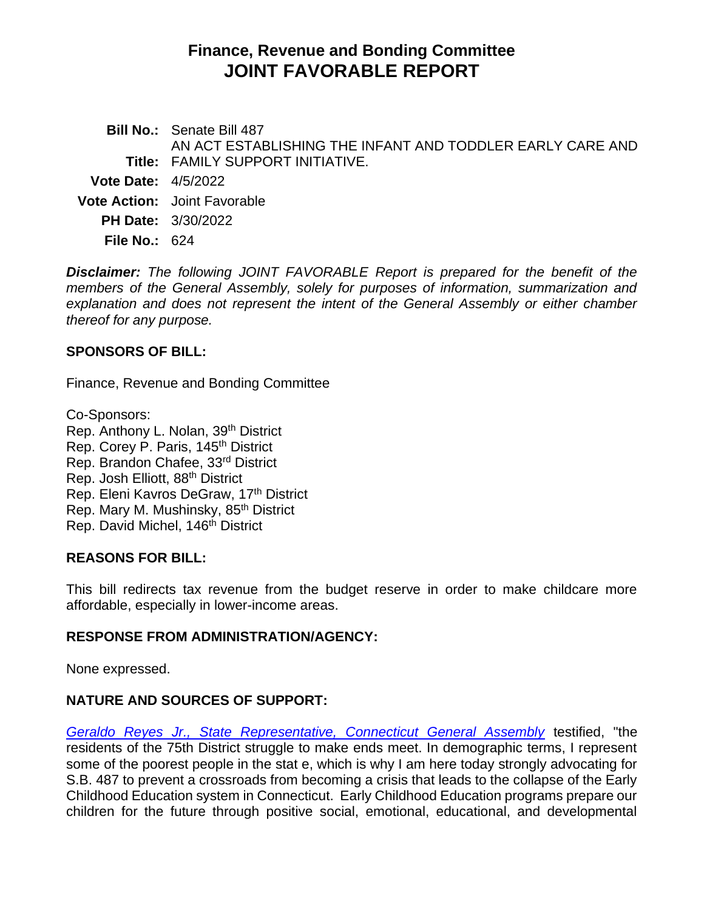# Finance, Revenue and Bonding Committee
# JOINT FAVORABLE REPORT

**Bill No.:** Senate Bill 487

**Title:** AN ACT ESTABLISHING THE INFANT AND TODDLER EARLY CARE AND FAMILY SUPPORT INITIATIVE.

**Vote Date:** 4/5/2022

**Vote Action:** Joint Favorable

**PH Date:** 3/30/2022

**File No.:** 624

***Disclaimer:*** *The following JOINT FAVORABLE Report is prepared for the benefit of the members of the General Assembly, solely for purposes of information, summarization and explanation and does not represent the intent of the General Assembly or either chamber thereof for any purpose.*

## SPONSORS OF BILL:

Finance, Revenue and Bonding Committee

Co-Sponsors:
Rep. Anthony L. Nolan, 39th District
Rep. Corey P. Paris, 145th District
Rep. Brandon Chafee, 33rd District
Rep. Josh Elliott, 88th District
Rep. Eleni Kavros DeGraw, 17th District
Rep. Mary M. Mushinsky, 85th District
Rep. David Michel, 146th District

## REASONS FOR BILL:

This bill redirects tax revenue from the budget reserve in order to make childcare more affordable, especially in lower-income areas.

## RESPONSE FROM ADMINISTRATION/AGENCY:

None expressed.

## NATURE AND SOURCES OF SUPPORT:

*Geraldo Reyes Jr., State Representative, Connecticut General Assembly* testified, "the residents of the 75th District struggle to make ends meet. In demographic terms, I represent some of the poorest people in the stat e, which is why I am here today strongly advocating for S.B. 487 to prevent a crossroads from becoming a crisis that leads to the collapse of the Early Childhood Education system in Connecticut. Early Childhood Education programs prepare our children for the future through positive social, emotional, educational, and developmental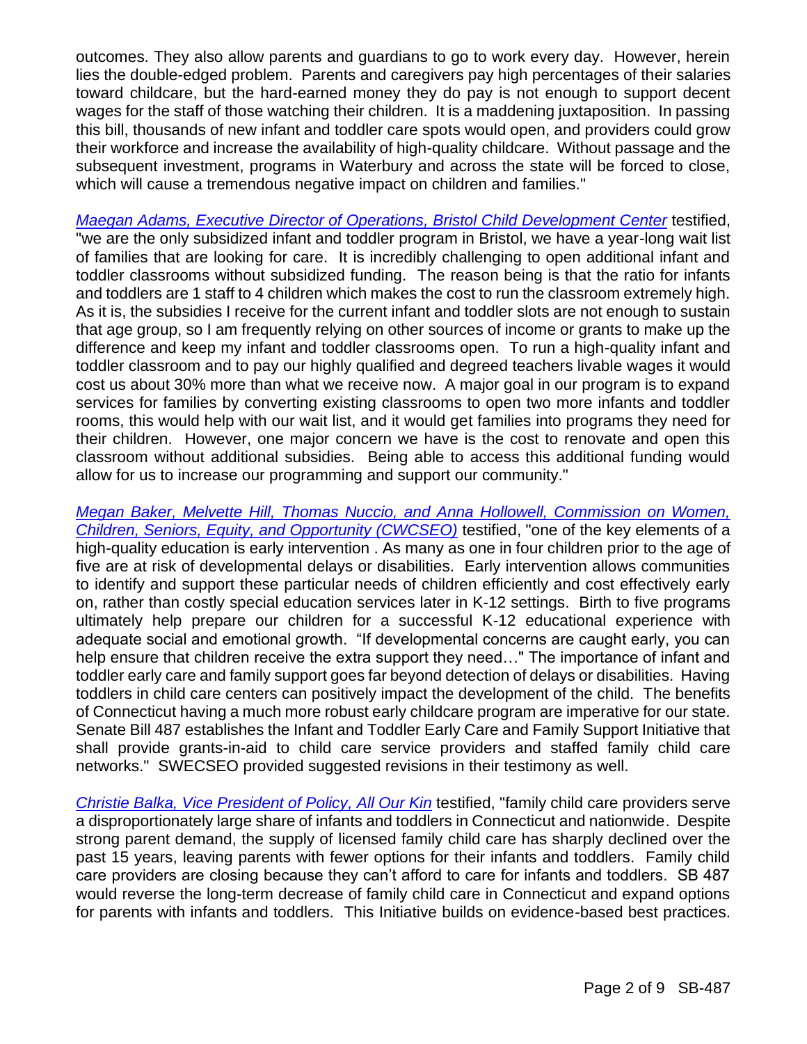outcomes. They also allow parents and guardians to go to work every day. However, herein lies the double-edged problem. Parents and caregivers pay high percentages of their salaries toward childcare, but the hard-earned money they do pay is not enough to support decent wages for the staff of those watching their children. It is a maddening juxtaposition. In passing this bill, thousands of new infant and toddler care spots would open, and providers could grow their workforce and increase the availability of high-quality childcare. Without passage and the subsequent investment, programs in Waterbury and across the state will be forced to close, which will cause a tremendous negative impact on children and families."

*Maegan Adams, Executive Director of Operations, Bristol Child Development Center* testified, "we are the only subsidized infant and toddler program in Bristol, we have a year-long wait list of families that are looking for care. It is incredibly challenging to open additional infant and toddler classrooms without subsidized funding. The reason being is that the ratio for infants and toddlers are 1 staff to 4 children which makes the cost to run the classroom extremely high. As it is, the subsidies I receive for the current infant and toddler slots are not enough to sustain that age group, so I am frequently relying on other sources of income or grants to make up the difference and keep my infant and toddler classrooms open. To run a high-quality infant and toddler classroom and to pay our highly qualified and degreed teachers livable wages it would cost us about 30% more than what we receive now. A major goal in our program is to expand services for families by converting existing classrooms to open two more infants and toddler rooms, this would help with our wait list, and it would get families into programs they need for their children. However, one major concern we have is the cost to renovate and open this classroom without additional subsidies. Being able to access this additional funding would allow for us to increase our programming and support our community."

*Megan Baker, Melvette Hill, Thomas Nuccio, and Anna Hollowell, Commission on Women, Children, Seniors, Equity, and Opportunity (CWCSEO)* testified, "one of the key elements of a high-quality education is early intervention . As many as one in four children prior to the age of five are at risk of developmental delays or disabilities. Early intervention allows communities to identify and support these particular needs of children efficiently and cost effectively early on, rather than costly special education services later in K-12 settings. Birth to five programs ultimately help prepare our children for a successful K-12 educational experience with adequate social and emotional growth. "If developmental concerns are caught early, you can help ensure that children receive the extra support they need…" The importance of infant and toddler early care and family support goes far beyond detection of delays or disabilities. Having toddlers in child care centers can positively impact the development of the child. The benefits of Connecticut having a much more robust early childcare program are imperative for our state. Senate Bill 487 establishes the Infant and Toddler Early Care and Family Support Initiative that shall provide grants-in-aid to child care service providers and staffed family child care networks." SWECSEO provided suggested revisions in their testimony as well.

*Christie Balka, Vice President of Policy, All Our Kin* testified, "family child care providers serve a disproportionately large share of infants and toddlers in Connecticut and nationwide. Despite strong parent demand, the supply of licensed family child care has sharply declined over the past 15 years, leaving parents with fewer options for their infants and toddlers. Family child care providers are closing because they can't afford to care for infants and toddlers. SB 487 would reverse the long-term decrease of family child care in Connecticut and expand options for parents with infants and toddlers. This Initiative builds on evidence-based best practices.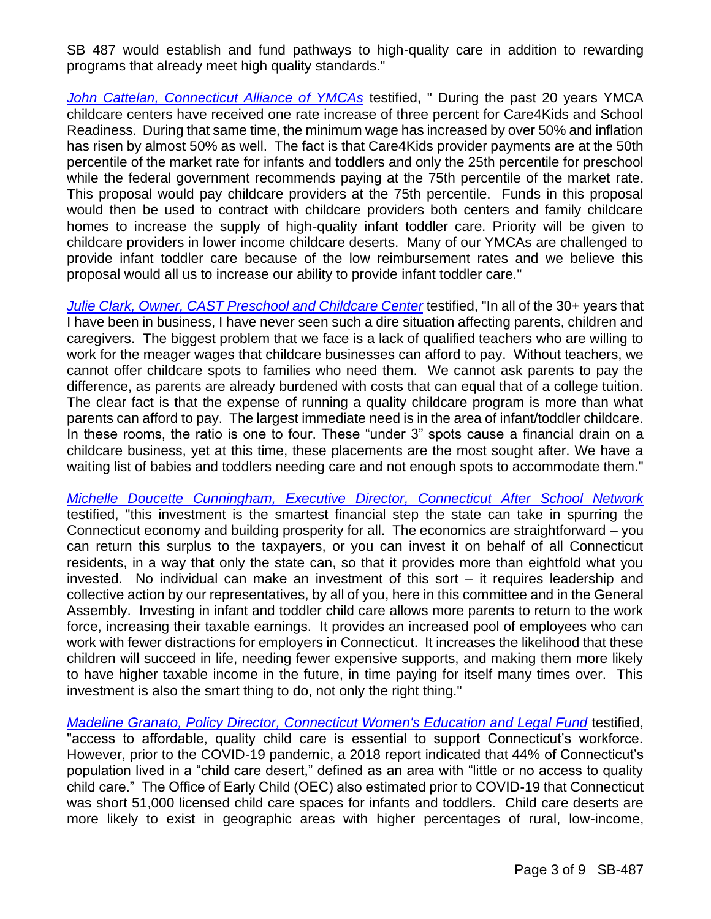SB 487 would establish and fund pathways to high-quality care in addition to rewarding programs that already meet high quality standards."

*John Cattelan, Connecticut Alliance of YMCAs* testified, " During the past 20 years YMCA childcare centers have received one rate increase of three percent for Care4Kids and School Readiness. During that same time, the minimum wage has increased by over 50% and inflation has risen by almost 50% as well. The fact is that Care4Kids provider payments are at the 50th percentile of the market rate for infants and toddlers and only the 25th percentile for preschool while the federal government recommends paying at the 75th percentile of the market rate. This proposal would pay childcare providers at the 75th percentile. Funds in this proposal would then be used to contract with childcare providers both centers and family childcare homes to increase the supply of high-quality infant toddler care. Priority will be given to childcare providers in lower income childcare deserts. Many of our YMCAs are challenged to provide infant toddler care because of the low reimbursement rates and we believe this proposal would all us to increase our ability to provide infant toddler care."

*Julie Clark, Owner, CAST Preschool and Childcare Center* testified, "In all of the 30+ years that I have been in business, I have never seen such a dire situation affecting parents, children and caregivers. The biggest problem that we face is a lack of qualified teachers who are willing to work for the meager wages that childcare businesses can afford to pay. Without teachers, we cannot offer childcare spots to families who need them. We cannot ask parents to pay the difference, as parents are already burdened with costs that can equal that of a college tuition. The clear fact is that the expense of running a quality childcare program is more than what parents can afford to pay. The largest immediate need is in the area of infant/toddler childcare. In these rooms, the ratio is one to four. These "under 3" spots cause a financial drain on a childcare business, yet at this time, these placements are the most sought after. We have a waiting list of babies and toddlers needing care and not enough spots to accommodate them."

*Michelle Doucette Cunningham, Executive Director, Connecticut After School Network* testified, "this investment is the smartest financial step the state can take in spurring the Connecticut economy and building prosperity for all. The economics are straightforward – you can return this surplus to the taxpayers, or you can invest it on behalf of all Connecticut residents, in a way that only the state can, so that it provides more than eightfold what you invested. No individual can make an investment of this sort – it requires leadership and collective action by our representatives, by all of you, here in this committee and in the General Assembly. Investing in infant and toddler child care allows more parents to return to the work force, increasing their taxable earnings. It provides an increased pool of employees who can work with fewer distractions for employers in Connecticut. It increases the likelihood that these children will succeed in life, needing fewer expensive supports, and making them more likely to have higher taxable income in the future, in time paying for itself many times over. This investment is also the smart thing to do, not only the right thing."

*Madeline Granato, Policy Director, Connecticut Women's Education and Legal Fund* testified, "access to affordable, quality child care is essential to support Connecticut's workforce. However, prior to the COVID-19 pandemic, a 2018 report indicated that 44% of Connecticut's population lived in a "child care desert," defined as an area with "little or no access to quality child care." The Office of Early Child (OEC) also estimated prior to COVID-19 that Connecticut was short 51,000 licensed child care spaces for infants and toddlers. Child care deserts are more likely to exist in geographic areas with higher percentages of rural, low-income,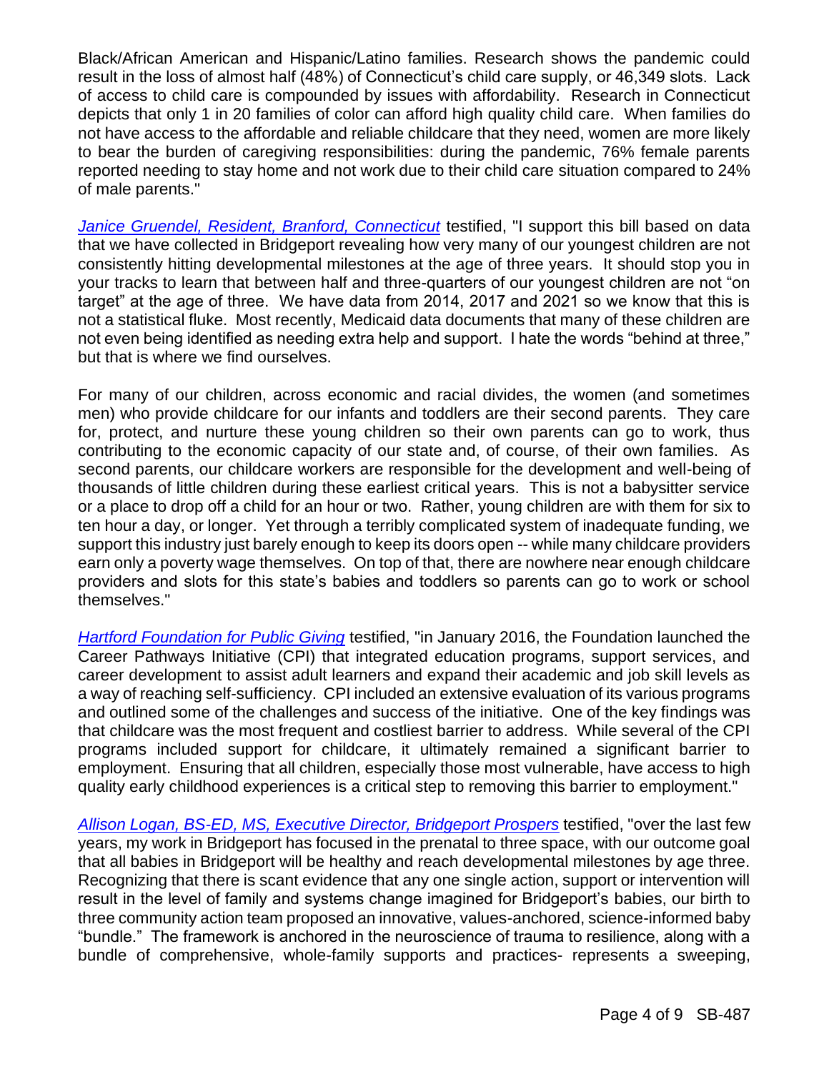Black/African American and Hispanic/Latino families. Research shows the pandemic could result in the loss of almost half (48%) of Connecticut's child care supply, or 46,349 slots. Lack of access to child care is compounded by issues with affordability. Research in Connecticut depicts that only 1 in 20 families of color can afford high quality child care. When families do not have access to the affordable and reliable childcare that they need, women are more likely to bear the burden of caregiving responsibilities: during the pandemic, 76% female parents reported needing to stay home and not work due to their child care situation compared to 24% of male parents."

*Janice Gruendel, Resident, Branford, Connecticut* testified, "I support this bill based on data that we have collected in Bridgeport revealing how very many of our youngest children are not consistently hitting developmental milestones at the age of three years. It should stop you in your tracks to learn that between half and three-quarters of our youngest children are not "on target" at the age of three. We have data from 2014, 2017 and 2021 so we know that this is not a statistical fluke. Most recently, Medicaid data documents that many of these children are not even being identified as needing extra help and support. I hate the words "behind at three," but that is where we find ourselves.

For many of our children, across economic and racial divides, the women (and sometimes men) who provide childcare for our infants and toddlers are their second parents. They care for, protect, and nurture these young children so their own parents can go to work, thus contributing to the economic capacity of our state and, of course, of their own families. As second parents, our childcare workers are responsible for the development and well-being of thousands of little children during these earliest critical years. This is not a babysitter service or a place to drop off a child for an hour or two. Rather, young children are with them for six to ten hour a day, or longer. Yet through a terribly complicated system of inadequate funding, we support this industry just barely enough to keep its doors open -- while many childcare providers earn only a poverty wage themselves. On top of that, there are nowhere near enough childcare providers and slots for this state's babies and toddlers so parents can go to work or school themselves."

*Hartford Foundation for Public Giving* testified, "in January 2016, the Foundation launched the Career Pathways Initiative (CPI) that integrated education programs, support services, and career development to assist adult learners and expand their academic and job skill levels as a way of reaching self-sufficiency. CPI included an extensive evaluation of its various programs and outlined some of the challenges and success of the initiative. One of the key findings was that childcare was the most frequent and costliest barrier to address. While several of the CPI programs included support for childcare, it ultimately remained a significant barrier to employment. Ensuring that all children, especially those most vulnerable, have access to high quality early childhood experiences is a critical step to removing this barrier to employment."

*Allison Logan, BS-ED, MS, Executive Director, Bridgeport Prospers* testified, "over the last few years, my work in Bridgeport has focused in the prenatal to three space, with our outcome goal that all babies in Bridgeport will be healthy and reach developmental milestones by age three. Recognizing that there is scant evidence that any one single action, support or intervention will result in the level of family and systems change imagined for Bridgeport's babies, our birth to three community action team proposed an innovative, values-anchored, science-informed baby "bundle." The framework is anchored in the neuroscience of trauma to resilience, along with a bundle of comprehensive, whole-family supports and practices- represents a sweeping,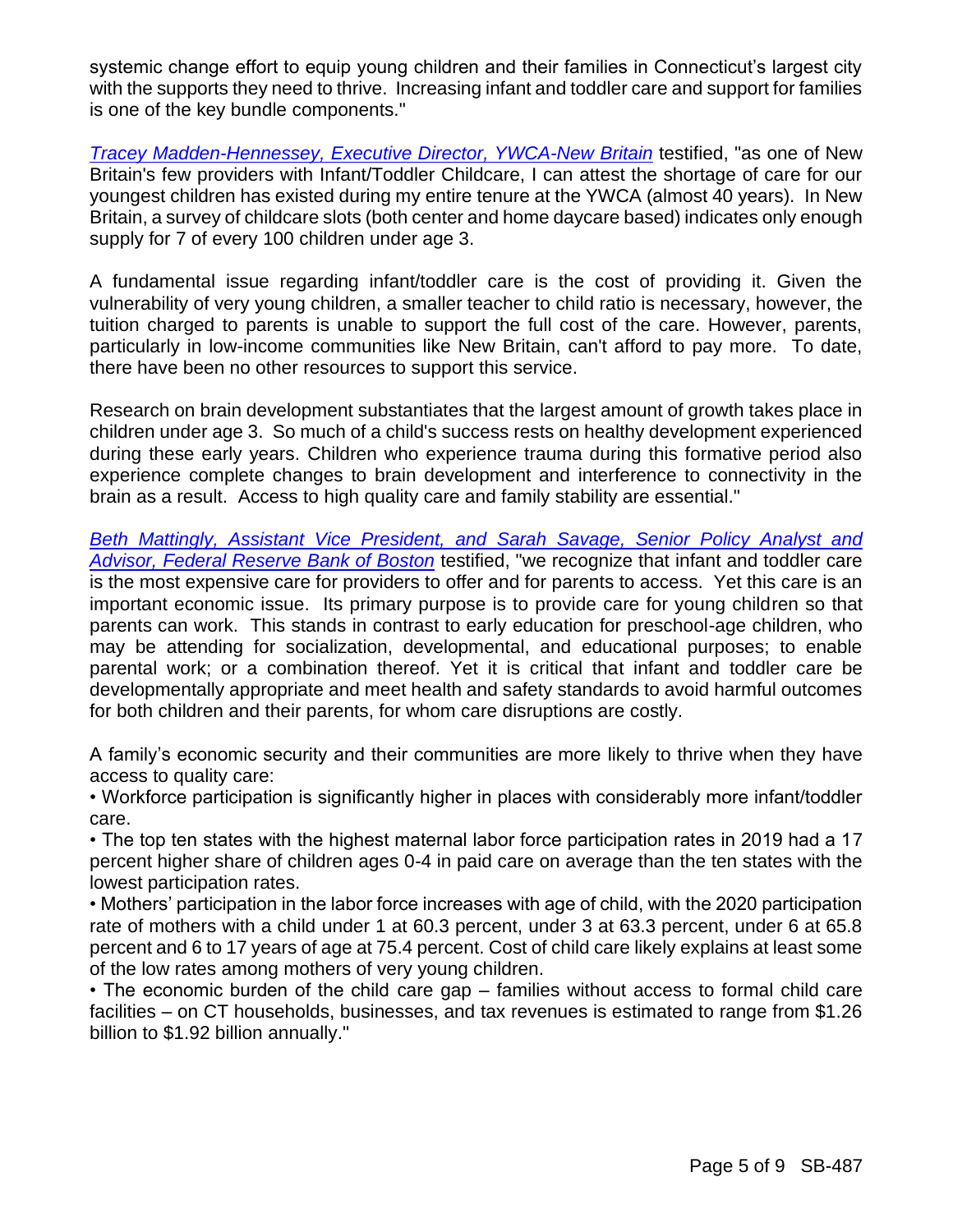systemic change effort to equip young children and their families in Connecticut's largest city with the supports they need to thrive. Increasing infant and toddler care and support for families is one of the key bundle components."

*Tracey Madden-Hennessey, Executive Director, YWCA-New Britain* testified, "as one of New Britain's few providers with Infant/Toddler Childcare, I can attest the shortage of care for our youngest children has existed during my entire tenure at the YWCA (almost 40 years). In New Britain, a survey of childcare slots (both center and home daycare based) indicates only enough supply for 7 of every 100 children under age 3.

A fundamental issue regarding infant/toddler care is the cost of providing it. Given the vulnerability of very young children, a smaller teacher to child ratio is necessary, however, the tuition charged to parents is unable to support the full cost of the care. However, parents, particularly in low-income communities like New Britain, can't afford to pay more. To date, there have been no other resources to support this service.

Research on brain development substantiates that the largest amount of growth takes place in children under age 3. So much of a child's success rests on healthy development experienced during these early years. Children who experience trauma during this formative period also experience complete changes to brain development and interference to connectivity in the brain as a result. Access to high quality care and family stability are essential."

*Beth Mattingly, Assistant Vice President, and Sarah Savage, Senior Policy Analyst and Advisor, Federal Reserve Bank of Boston* testified, "we recognize that infant and toddler care is the most expensive care for providers to offer and for parents to access. Yet this care is an important economic issue. Its primary purpose is to provide care for young children so that parents can work. This stands in contrast to early education for preschool-age children, who may be attending for socialization, developmental, and educational purposes; to enable parental work; or a combination thereof. Yet it is critical that infant and toddler care be developmentally appropriate and meet health and safety standards to avoid harmful outcomes for both children and their parents, for whom care disruptions are costly.

A family's economic security and their communities are more likely to thrive when they have access to quality care:

- Workforce participation is significantly higher in places with considerably more infant/toddler care.
- The top ten states with the highest maternal labor force participation rates in 2019 had a 17 percent higher share of children ages 0-4 in paid care on average than the ten states with the lowest participation rates.
- Mothers' participation in the labor force increases with age of child, with the 2020 participation rate of mothers with a child under 1 at 60.3 percent, under 3 at 63.3 percent, under 6 at 65.8 percent and 6 to 17 years of age at 75.4 percent. Cost of child care likely explains at least some of the low rates among mothers of very young children.
- The economic burden of the child care gap – families without access to formal child care facilities – on CT households, businesses, and tax revenues is estimated to range from $1.26 billion to $1.92 billion annually."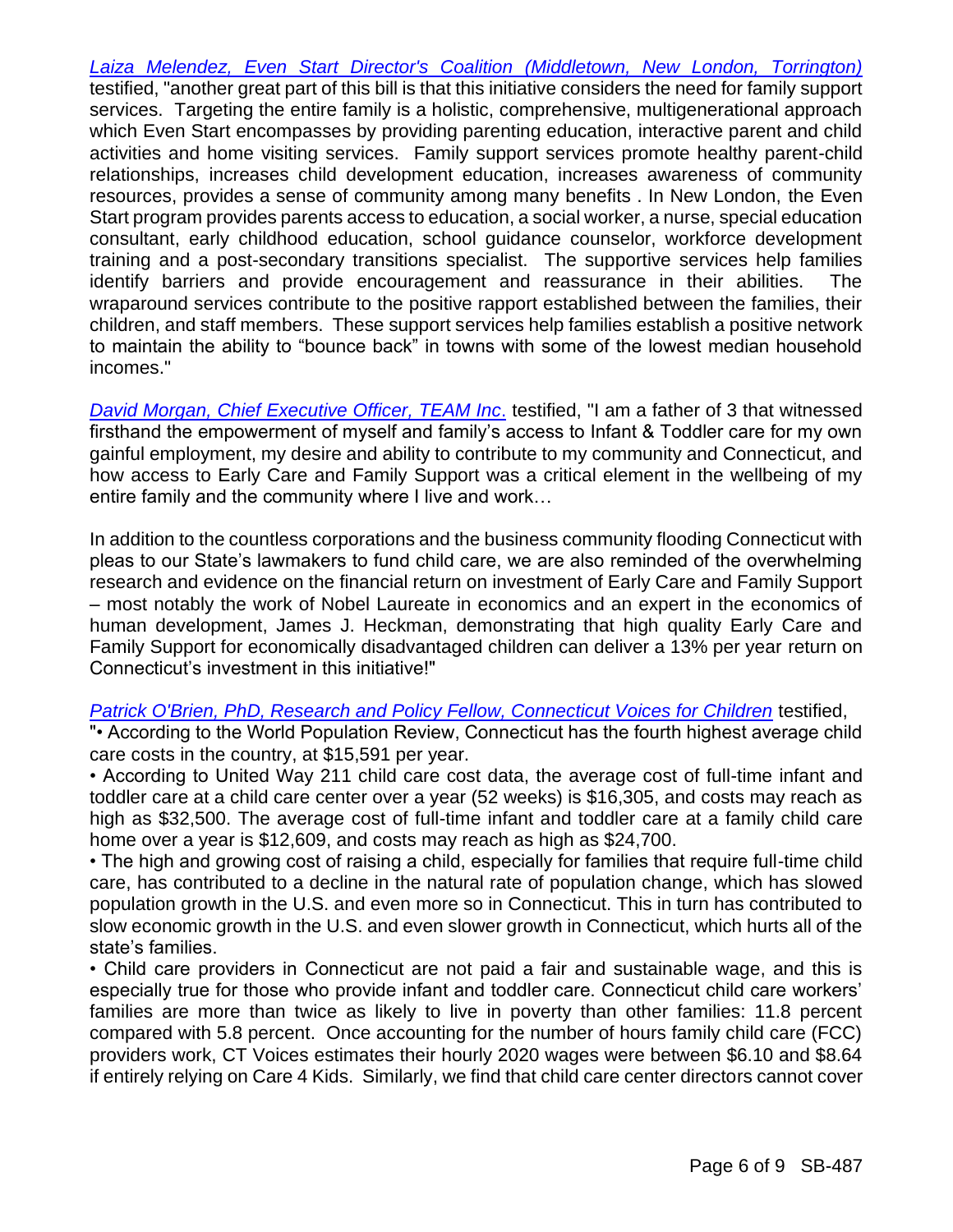*Laiza Melendez, Even Start Director's Coalition (Middletown, New London, Torrington)* testified, "another great part of this bill is that this initiative considers the need for family support services. Targeting the entire family is a holistic, comprehensive, multigenerational approach which Even Start encompasses by providing parenting education, interactive parent and child activities and home visiting services. Family support services promote healthy parent-child relationships, increases child development education, increases awareness of community resources, provides a sense of community among many benefits . In New London, the Even Start program provides parents access to education, a social worker, a nurse, special education consultant, early childhood education, school guidance counselor, workforce development training and a post-secondary transitions specialist. The supportive services help families identify barriers and provide encouragement and reassurance in their abilities. The wraparound services contribute to the positive rapport established between the families, their children, and staff members. These support services help families establish a positive network to maintain the ability to "bounce back" in towns with some of the lowest median household incomes."

*David Morgan, Chief Executive Officer, TEAM Inc*. testified, "I am a father of 3 that witnessed firsthand the empowerment of myself and family's access to Infant & Toddler care for my own gainful employment, my desire and ability to contribute to my community and Connecticut, and how access to Early Care and Family Support was a critical element in the wellbeing of my entire family and the community where I live and work…

In addition to the countless corporations and the business community flooding Connecticut with pleas to our State's lawmakers to fund child care, we are also reminded of the overwhelming research and evidence on the financial return on investment of Early Care and Family Support – most notably the work of Nobel Laureate in economics and an expert in the economics of human development, James J. Heckman, demonstrating that high quality Early Care and Family Support for economically disadvantaged children can deliver a 13% per year return on Connecticut's investment in this initiative!"

*Patrick O'Brien, PhD, Research and Policy Fellow, Connecticut Voices for Children* testified,

"• According to the World Population Review, Connecticut has the fourth highest average child care costs in the country, at $15,591 per year.

• According to United Way 211 child care cost data, the average cost of full-time infant and toddler care at a child care center over a year (52 weeks) is $16,305, and costs may reach as high as $32,500. The average cost of full-time infant and toddler care at a family child care home over a year is $12,609, and costs may reach as high as $24,700.

• The high and growing cost of raising a child, especially for families that require full-time child care, has contributed to a decline in the natural rate of population change, which has slowed population growth in the U.S. and even more so in Connecticut. This in turn has contributed to slow economic growth in the U.S. and even slower growth in Connecticut, which hurts all of the state's families.

• Child care providers in Connecticut are not paid a fair and sustainable wage, and this is especially true for those who provide infant and toddler care. Connecticut child care workers' families are more than twice as likely to live in poverty than other families: 11.8 percent compared with 5.8 percent. Once accounting for the number of hours family child care (FCC) providers work, CT Voices estimates their hourly 2020 wages were between $6.10 and $8.64 if entirely relying on Care 4 Kids. Similarly, we find that child care center directors cannot cover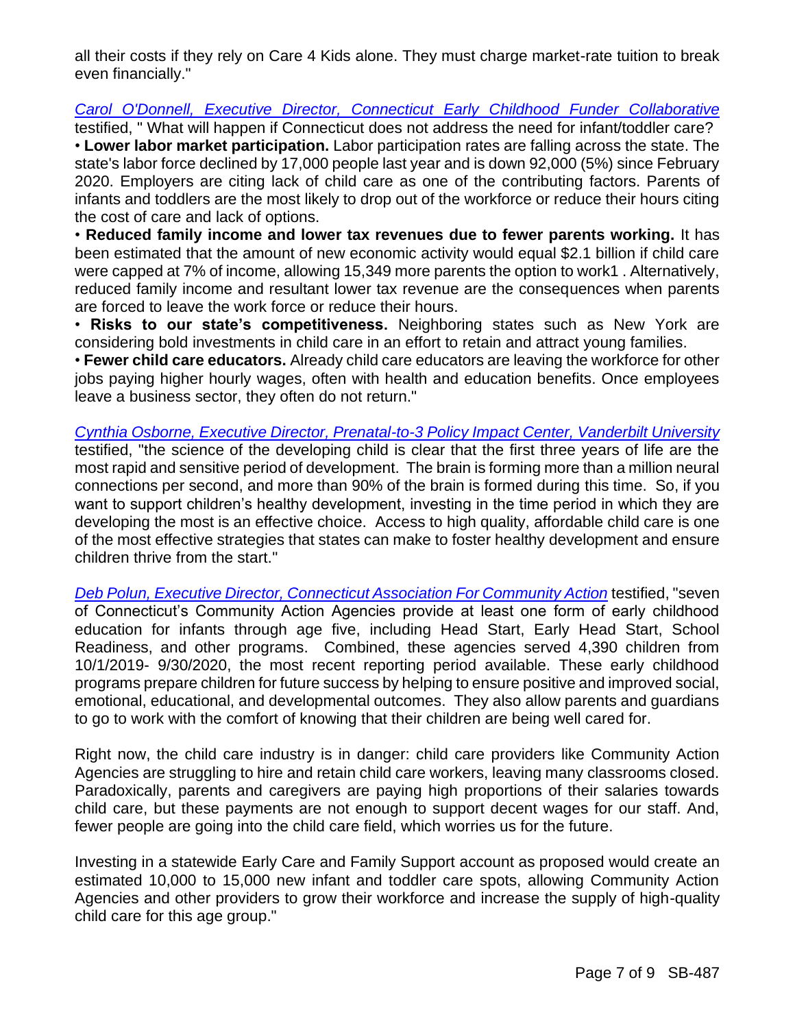all their costs if they rely on Care 4 Kids alone. They must charge market-rate tuition to break even financially."

*Carol O'Donnell, Executive Director, Connecticut Early Childhood Funder Collaborative* testified, " What will happen if Connecticut does not address the need for infant/toddler care?

• **Lower labor market participation.** Labor participation rates are falling across the state. The state's labor force declined by 17,000 people last year and is down 92,000 (5%) since February 2020. Employers are citing lack of child care as one of the contributing factors. Parents of infants and toddlers are the most likely to drop out of the workforce or reduce their hours citing the cost of care and lack of options.

• **Reduced family income and lower tax revenues due to fewer parents working.** It has been estimated that the amount of new economic activity would equal $2.1 billion if child care were capped at 7% of income, allowing 15,349 more parents the option to work1 . Alternatively, reduced family income and resultant lower tax revenue are the consequences when parents are forced to leave the work force or reduce their hours.

• **Risks to our state's competitiveness.** Neighboring states such as New York are considering bold investments in child care in an effort to retain and attract young families.

• **Fewer child care educators.** Already child care educators are leaving the workforce for other jobs paying higher hourly wages, often with health and education benefits. Once employees leave a business sector, they often do not return."

*Cynthia Osborne, Executive Director, Prenatal-to-3 Policy Impact Center, Vanderbilt University* testified, "the science of the developing child is clear that the first three years of life are the most rapid and sensitive period of development. The brain is forming more than a million neural connections per second, and more than 90% of the brain is formed during this time. So, if you want to support children's healthy development, investing in the time period in which they are developing the most is an effective choice. Access to high quality, affordable child care is one of the most effective strategies that states can make to foster healthy development and ensure children thrive from the start."

*Deb Polun, Executive Director, Connecticut Association For Community Action* testified, "seven of Connecticut's Community Action Agencies provide at least one form of early childhood education for infants through age five, including Head Start, Early Head Start, School Readiness, and other programs. Combined, these agencies served 4,390 children from 10/1/2019- 9/30/2020, the most recent reporting period available. These early childhood programs prepare children for future success by helping to ensure positive and improved social, emotional, educational, and developmental outcomes. They also allow parents and guardians to go to work with the comfort of knowing that their children are being well cared for.

Right now, the child care industry is in danger: child care providers like Community Action Agencies are struggling to hire and retain child care workers, leaving many classrooms closed. Paradoxically, parents and caregivers are paying high proportions of their salaries towards child care, but these payments are not enough to support decent wages for our staff. And, fewer people are going into the child care field, which worries us for the future.

Investing in a statewide Early Care and Family Support account as proposed would create an estimated 10,000 to 15,000 new infant and toddler care spots, allowing Community Action Agencies and other providers to grow their workforce and increase the supply of high-quality child care for this age group."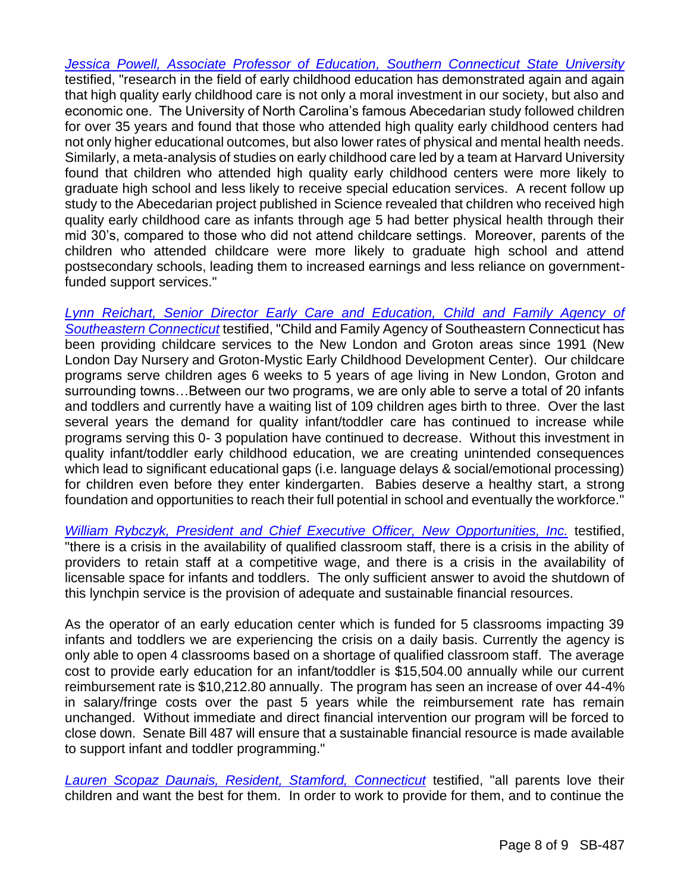*Jessica Powell, Associate Professor of Education, Southern Connecticut State University* testified, "research in the field of early childhood education has demonstrated again and again that high quality early childhood care is not only a moral investment in our society, but also and economic one. The University of North Carolina's famous Abecedarian study followed children for over 35 years and found that those who attended high quality early childhood centers had not only higher educational outcomes, but also lower rates of physical and mental health needs. Similarly, a meta-analysis of studies on early childhood care led by a team at Harvard University found that children who attended high quality early childhood centers were more likely to graduate high school and less likely to receive special education services. A recent follow up study to the Abecedarian project published in Science revealed that children who received high quality early childhood care as infants through age 5 had better physical health through their mid 30's, compared to those who did not attend childcare settings. Moreover, parents of the children who attended childcare were more likely to graduate high school and attend postsecondary schools, leading them to increased earnings and less reliance on government-funded support services."

*Lynn Reichart, Senior Director Early Care and Education, Child and Family Agency of Southeastern Connecticut* testified, "Child and Family Agency of Southeastern Connecticut has been providing childcare services to the New London and Groton areas since 1991 (New London Day Nursery and Groton-Mystic Early Childhood Development Center). Our childcare programs serve children ages 6 weeks to 5 years of age living in New London, Groton and surrounding towns…Between our two programs, we are only able to serve a total of 20 infants and toddlers and currently have a waiting list of 109 children ages birth to three. Over the last several years the demand for quality infant/toddler care has continued to increase while programs serving this 0- 3 population have continued to decrease. Without this investment in quality infant/toddler early childhood education, we are creating unintended consequences which lead to significant educational gaps (i.e. language delays & social/emotional processing) for children even before they enter kindergarten. Babies deserve a healthy start, a strong foundation and opportunities to reach their full potential in school and eventually the workforce."

*William Rybczyk, President and Chief Executive Officer, New Opportunities, Inc.* testified, "there is a crisis in the availability of qualified classroom staff, there is a crisis in the ability of providers to retain staff at a competitive wage, and there is a crisis in the availability of licensable space for infants and toddlers. The only sufficient answer to avoid the shutdown of this lynchpin service is the provision of adequate and sustainable financial resources.

As the operator of an early education center which is funded for 5 classrooms impacting 39 infants and toddlers we are experiencing the crisis on a daily basis. Currently the agency is only able to open 4 classrooms based on a shortage of qualified classroom staff. The average cost to provide early education for an infant/toddler is $15,504.00 annually while our current reimbursement rate is $10,212.80 annually. The program has seen an increase of over 44-4% in salary/fringe costs over the past 5 years while the reimbursement rate has remain unchanged. Without immediate and direct financial intervention our program will be forced to close down. Senate Bill 487 will ensure that a sustainable financial resource is made available to support infant and toddler programming."

*Lauren Scopaz Daunais, Resident, Stamford, Connecticut* testified, "all parents love their children and want the best for them. In order to work to provide for them, and to continue the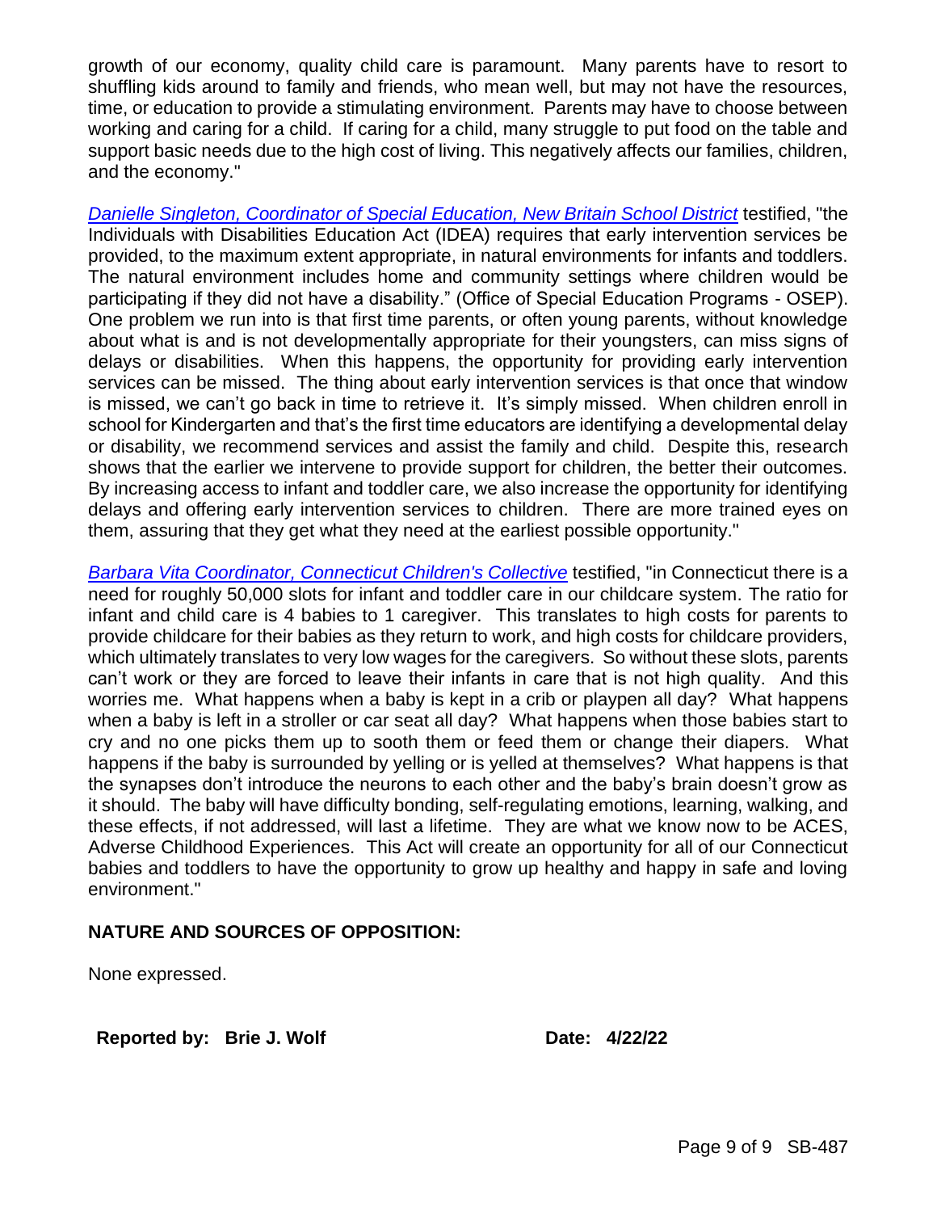growth of our economy, quality child care is paramount. Many parents have to resort to shuffling kids around to family and friends, who mean well, but may not have the resources, time, or education to provide a stimulating environment. Parents may have to choose between working and caring for a child. If caring for a child, many struggle to put food on the table and support basic needs due to the high cost of living. This negatively affects our families, children, and the economy."

*Danielle Singleton, Coordinator of Special Education, New Britain School District* testified, "the Individuals with Disabilities Education Act (IDEA) requires that early intervention services be provided, to the maximum extent appropriate, in natural environments for infants and toddlers. The natural environment includes home and community settings where children would be participating if they did not have a disability." (Office of Special Education Programs - OSEP). One problem we run into is that first time parents, or often young parents, without knowledge about what is and is not developmentally appropriate for their youngsters, can miss signs of delays or disabilities. When this happens, the opportunity for providing early intervention services can be missed. The thing about early intervention services is that once that window is missed, we can't go back in time to retrieve it. It's simply missed. When children enroll in school for Kindergarten and that's the first time educators are identifying a developmental delay or disability, we recommend services and assist the family and child. Despite this, research shows that the earlier we intervene to provide support for children, the better their outcomes. By increasing access to infant and toddler care, we also increase the opportunity for identifying delays and offering early intervention services to children. There are more trained eyes on them, assuring that they get what they need at the earliest possible opportunity."

*Barbara Vita Coordinator, Connecticut Children's Collective* testified, "in Connecticut there is a need for roughly 50,000 slots for infant and toddler care in our childcare system. The ratio for infant and child care is 4 babies to 1 caregiver. This translates to high costs for parents to provide childcare for their babies as they return to work, and high costs for childcare providers, which ultimately translates to very low wages for the caregivers. So without these slots, parents can't work or they are forced to leave their infants in care that is not high quality. And this worries me. What happens when a baby is kept in a crib or playpen all day? What happens when a baby is left in a stroller or car seat all day? What happens when those babies start to cry and no one picks them up to sooth them or feed them or change their diapers. What happens if the baby is surrounded by yelling or is yelled at themselves? What happens is that the synapses don't introduce the neurons to each other and the baby's brain doesn't grow as it should. The baby will have difficulty bonding, self-regulating emotions, learning, walking, and these effects, if not addressed, will last a lifetime. They are what we know now to be ACES, Adverse Childhood Experiences. This Act will create an opportunity for all of our Connecticut babies and toddlers to have the opportunity to grow up healthy and happy in safe and loving environment."

## NATURE AND SOURCES OF OPPOSITION:

None expressed.

**Reported by: Brie J. Wolf** **Date: 4/22/22**